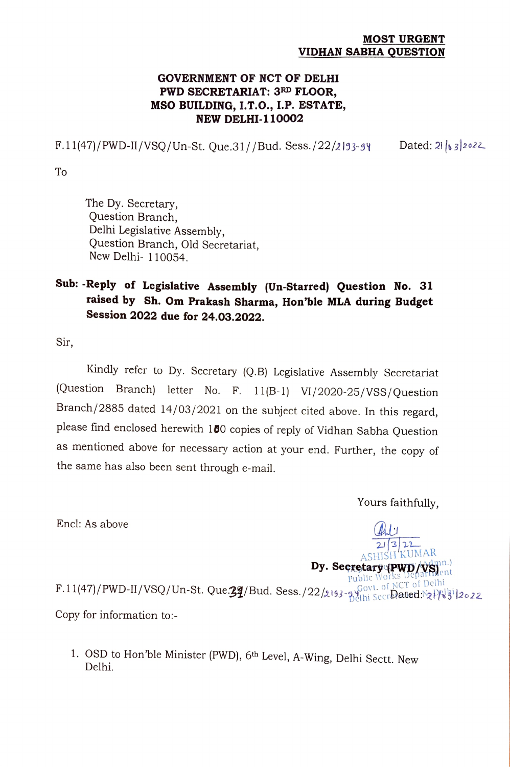**MOST URGENT**
**VIDHAN SABHA QUESTION**

**GOVERNMENT OF NCT OF DELHI**
**PWD SECRETARIAT: 3RD FLOOR,**
**MSO BUILDING, I.T.O., I.P. ESTATE,**
**NEW DELHI-110002**

F.11(47)/PWD-II/VSQ/Un-St. Que.31//Bud. Sess./22/2193-94 Dated: 21/03/2022

To

The Dy. Secretary,
Question Branch,
Delhi Legislative Assembly,
Question Branch, Old Secretariat,
New Delhi- 110054.

**Sub: -Reply of Legislative Assembly (Un-Starred) Question No. 31 raised by Sh. Om Prakash Sharma, Hon'ble MLA during Budget Session 2022 due for 24.03.2022.**

Sir,

Kindly refer to Dy. Secretary (Q.B) Legislative Assembly Secretariat (Question Branch) letter No. F. 11(B-1) VI/2020-25/VSS/Question Branch/2885 dated 14/03/2021 on the subject cited above. In this regard, please find enclosed herewith 150 copies of reply of Vidhan Sabha Question as mentioned above for necessary action at your end. Further, the copy of the same has also been sent through e-mail.

Yours faithfully,

Encl: As above

21/3/22
ASHISH KUMAR
**Dy. Secretary (PWD/VS)**
Public Works Department
Govt. of NCT of Delhi
Delhi Secretariat, New Delhi

F.11(47)/PWD-II/VSQ/Un-St. Que.31/Bud. Sess./22/2193-94 Dated: 21/03/2022

Copy for information to:-

1. OSD to Hon'ble Minister (PWD), 6th Level, A-Wing, Delhi Sectt. New Delhi.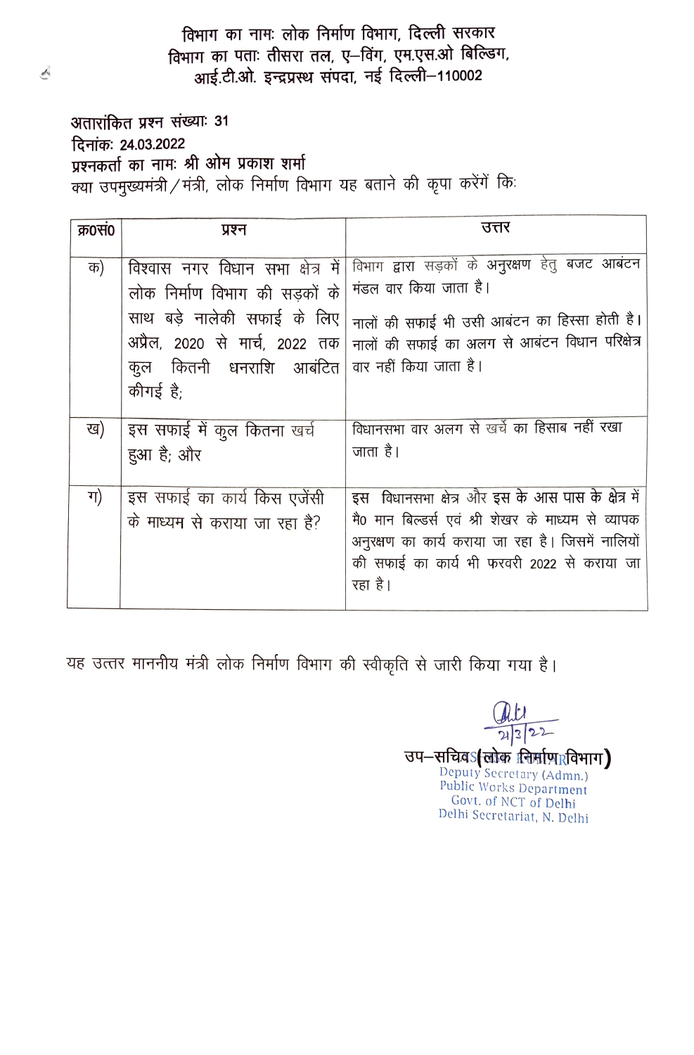विभाग का नामः लोक निर्माण विभाग, दिल्ली सरकार
विभाग का पताः तीसरा तल, ए–विंग, एम.एस.ओ बिल्डिंग,
आई.टी.ओ. इन्द्रप्रस्थ संपदा, नई दिल्ली–110002

**अतारांकित प्रश्न संख्याः 31**
**दिनांकः 24.03.2022**
**प्रश्नकर्ता का नामः श्री ओम प्रकाश शर्मा**
क्या उपमुख्यमंत्री/मंत्री, लोक निर्माण विभाग यह बताने की कृपा करेंगें किः

| क्र०सं० | प्रश्न | उत्तर |
|---|---|---|
| क) | विश्वास नगर विधान सभा क्षेत्र में लोक निर्माण विभाग की सड़कों के साथ बड़े नालेकी सफाई के लिए अप्रैल, 2020 से मार्च, 2022 तक कुल कितनी धनराशि आबंटित कीगई है; | विभाग द्वारा सड़कों के अनुरक्षण हेतु बजट आबंटन मंडल वार किया जाता है।<br><br>नालों की सफाई भी उसी आबंटन का हिस्सा होती है। नालों की सफाई का अलग से आबंटन विधान परिक्षेत्र वार नहीं किया जाता है। |
| ख) | इस सफाई में कुल कितना खर्च हुआ है; और | विधानसभा वार अलग से खर्चे का हिसाब नहीं रखा जाता है। |
| ग) | इस सफाई का कार्य किस एजेंसी के माध्यम से कराया जा रहा है? | इस विधानसभा क्षेत्र और इस के आस पास के क्षेत्र में मै0 मान बिल्डर्स एवं श्री शेखर के माध्यम से व्यापक अनुरक्षण का कार्य कराया जा रहा है। जिसमें नालियों की सफाई का कार्य भी फरवरी 2022 से कराया जा रहा है। |

यह उत्तर माननीय मंत्री लोक निर्माण विभाग की स्वीकृति से जारी किया गया है।

21/3/22

उप–सचिव (लोक निर्माण विभाग)
Deputy Secretary (Admn.)
Public Works Department
Govt. of NCT of Delhi
Delhi Secretariat, N. Delhi